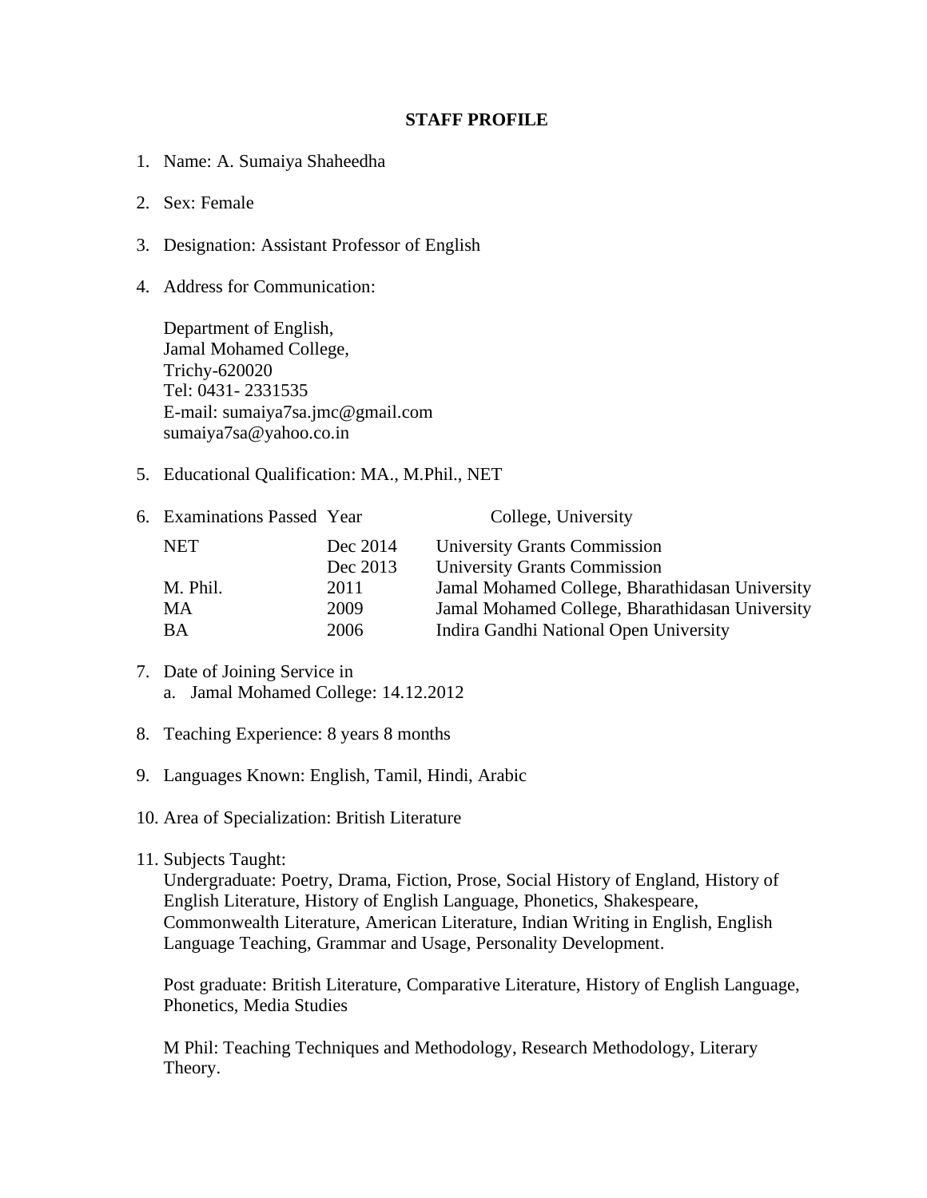# STAFF PROFILE

1. Name: A. Sumaiya Shaheedha

2. Sex: Female

3. Designation: Assistant Professor of English

4. Address for Communication:

   Department of English,
   Jamal Mohamed College,
   Trichy-620020
   Tel: 0431- 2331535
   E-mail: sumaiya7sa.jmc@gmail.com
   sumaiya7sa@yahoo.co.in

5. Educational Qualification: MA., M.Phil., NET

6. Examinations Passed

| Examinations Passed | Year | College, University |
|---|---|---|
| NET | Dec 2014 | University Grants Commission |
| | Dec 2013 | University Grants Commission |
| M. Phil. | 2011 | Jamal Mohamed College, Bharathidasan University |
| MA | 2009 | Jamal Mohamed College, Bharathidasan University |
| BA | 2006 | Indira Gandhi National Open University |

7. Date of Joining Service in
   a. Jamal Mohamed College: 14.12.2012

8. Teaching Experience: 8 years 8 months

9. Languages Known: English, Tamil, Hindi, Arabic

10. Area of Specialization: British Literature

11. Subjects Taught:
    Undergraduate: Poetry, Drama, Fiction, Prose, Social History of England, History of English Literature, History of English Language, Phonetics, Shakespeare, Commonwealth Literature, American Literature, Indian Writing in English, English Language Teaching, Grammar and Usage, Personality Development.

    Post graduate: British Literature, Comparative Literature, History of English Language, Phonetics, Media Studies

    M Phil: Teaching Techniques and Methodology, Research Methodology, Literary Theory.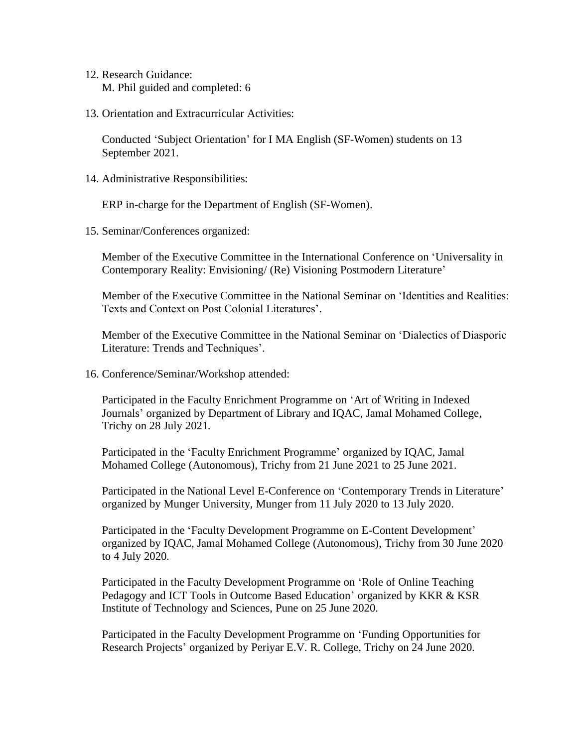12. Research Guidance:
    M. Phil guided and completed: 6

13. Orientation and Extracurricular Activities:

    Conducted ‘Subject Orientation’ for I MA English (SF-Women) students on 13 September 2021.

14. Administrative Responsibilities:

    ERP in-charge for the Department of English (SF-Women).

15. Seminar/Conferences organized:

    Member of the Executive Committee in the International Conference on ‘Universality in Contemporary Reality: Envisioning/ (Re) Visioning Postmodern Literature’

    Member of the Executive Committee in the National Seminar on ‘Identities and Realities: Texts and Context on Post Colonial Literatures’.

    Member of the Executive Committee in the National Seminar on ‘Dialectics of Diasporic Literature: Trends and Techniques’.

16. Conference/Seminar/Workshop attended:

    Participated in the Faculty Enrichment Programme on ‘Art of Writing in Indexed Journals’ organized by Department of Library and IQAC, Jamal Mohamed College, Trichy on 28 July 2021.

    Participated in the ‘Faculty Enrichment Programme’ organized by IQAC, Jamal Mohamed College (Autonomous), Trichy from 21 June 2021 to 25 June 2021.

    Participated in the National Level E-Conference on ‘Contemporary Trends in Literature’ organized by Munger University, Munger from 11 July 2020 to 13 July 2020.

    Participated in the ‘Faculty Development Programme on E-Content Development’ organized by IQAC, Jamal Mohamed College (Autonomous), Trichy from 30 June 2020 to 4 July 2020.

    Participated in the Faculty Development Programme on ‘Role of Online Teaching Pedagogy and ICT Tools in Outcome Based Education’ organized by KKR & KSR Institute of Technology and Sciences, Pune on 25 June 2020.

    Participated in the Faculty Development Programme on ‘Funding Opportunities for Research Projects’ organized by Periyar E.V. R. College, Trichy on 24 June 2020.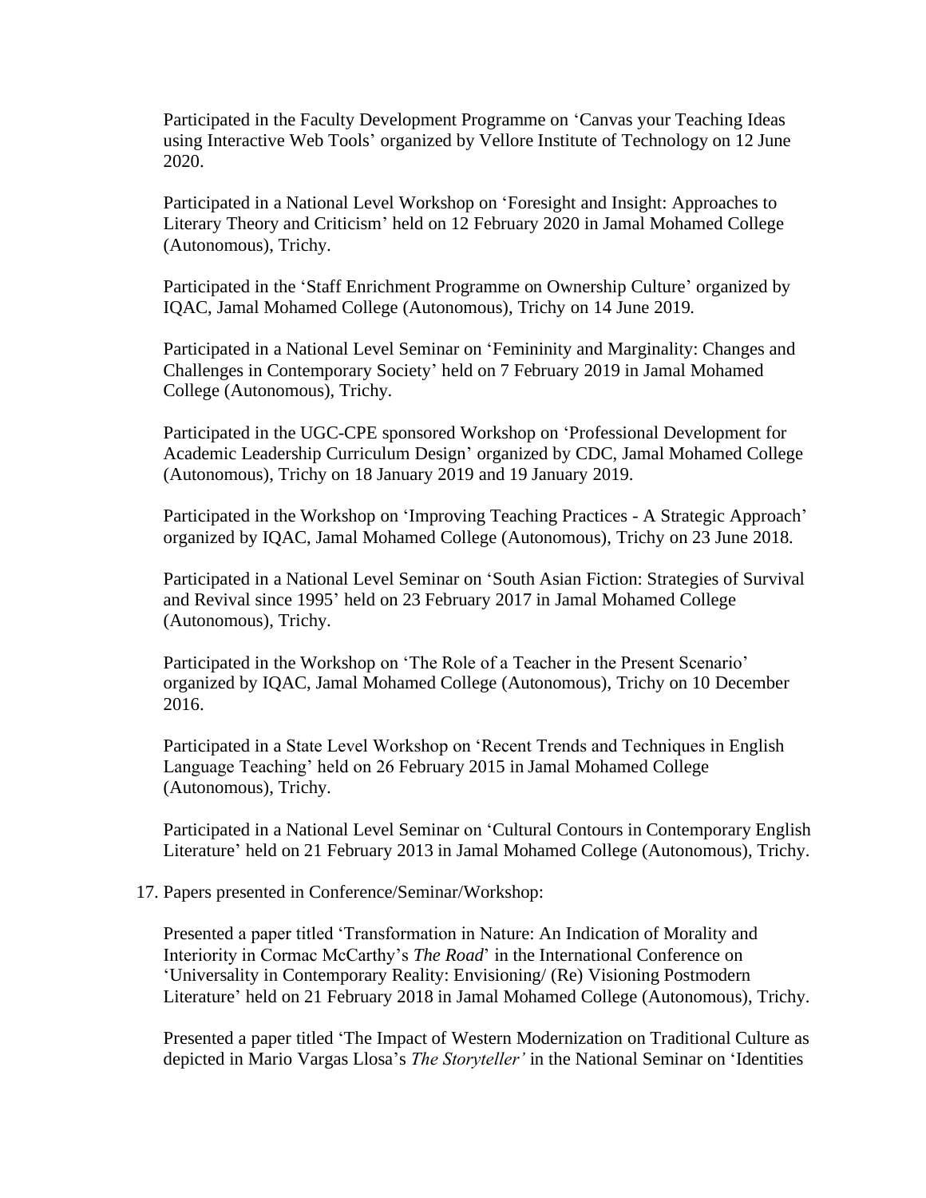Participated in the Faculty Development Programme on 'Canvas your Teaching Ideas using Interactive Web Tools' organized by Vellore Institute of Technology on 12 June 2020.

Participated in a National Level Workshop on 'Foresight and Insight: Approaches to Literary Theory and Criticism' held on 12 February 2020 in Jamal Mohamed College (Autonomous), Trichy.

Participated in the 'Staff Enrichment Programme on Ownership Culture' organized by IQAC, Jamal Mohamed College (Autonomous), Trichy on 14 June 2019.

Participated in a National Level Seminar on 'Femininity and Marginality: Changes and Challenges in Contemporary Society' held on 7 February 2019 in Jamal Mohamed College (Autonomous), Trichy.

Participated in the UGC-CPE sponsored Workshop on 'Professional Development for Academic Leadership Curriculum Design' organized by CDC, Jamal Mohamed College (Autonomous), Trichy on 18 January 2019 and 19 January 2019.

Participated in the Workshop on 'Improving Teaching Practices - A Strategic Approach' organized by IQAC, Jamal Mohamed College (Autonomous), Trichy on 23 June 2018.

Participated in a National Level Seminar on 'South Asian Fiction: Strategies of Survival and Revival since 1995' held on 23 February 2017 in Jamal Mohamed College (Autonomous), Trichy.

Participated in the Workshop on 'The Role of a Teacher in the Present Scenario' organized by IQAC, Jamal Mohamed College (Autonomous), Trichy on 10 December 2016.

Participated in a State Level Workshop on 'Recent Trends and Techniques in English Language Teaching' held on 26 February 2015 in Jamal Mohamed College (Autonomous), Trichy.

Participated in a National Level Seminar on 'Cultural Contours in Contemporary English Literature' held on 21 February 2013 in Jamal Mohamed College (Autonomous), Trichy.

17. Papers presented in Conference/Seminar/Workshop:

Presented a paper titled 'Transformation in Nature: An Indication of Morality and Interiority in Cormac McCarthy's *The Road*' in the International Conference on 'Universality in Contemporary Reality: Envisioning/ (Re) Visioning Postmodern Literature' held on 21 February 2018 in Jamal Mohamed College (Autonomous), Trichy.

Presented a paper titled 'The Impact of Western Modernization on Traditional Culture as depicted in Mario Vargas Llosa's *The Storyteller'* in the National Seminar on 'Identities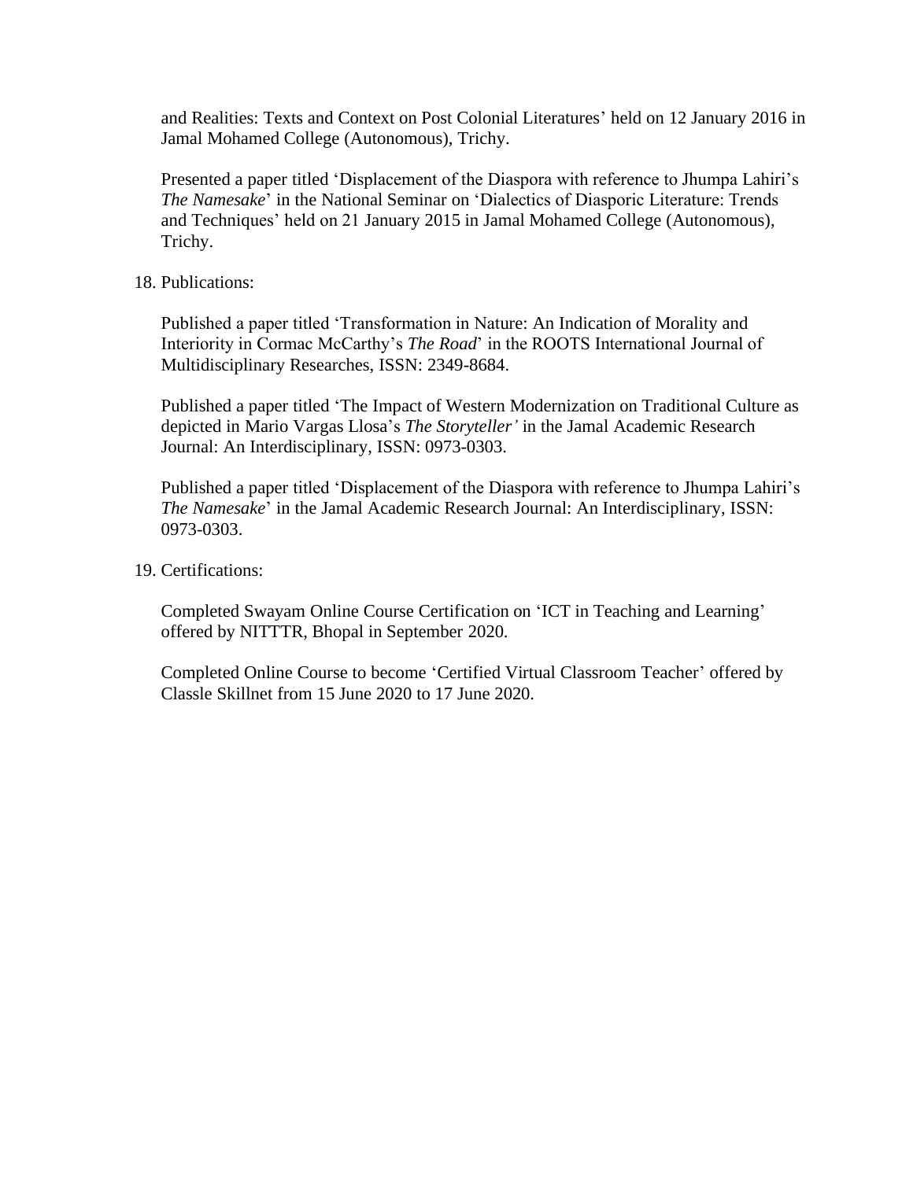and Realities: Texts and Context on Post Colonial Literatures' held on 12 January 2016 in Jamal Mohamed College (Autonomous), Trichy.

Presented a paper titled 'Displacement of the Diaspora with reference to Jhumpa Lahiri's *The Namesake*' in the National Seminar on 'Dialectics of Diasporic Literature: Trends and Techniques' held on 21 January 2015 in Jamal Mohamed College (Autonomous), Trichy.

18. Publications:

Published a paper titled 'Transformation in Nature: An Indication of Morality and Interiority in Cormac McCarthy's *The Road*' in the ROOTS International Journal of Multidisciplinary Researches, ISSN: 2349-8684.

Published a paper titled 'The Impact of Western Modernization on Traditional Culture as depicted in Mario Vargas Llosa's *The Storyteller'* in the Jamal Academic Research Journal: An Interdisciplinary, ISSN: 0973-0303.

Published a paper titled 'Displacement of the Diaspora with reference to Jhumpa Lahiri's *The Namesake*' in the Jamal Academic Research Journal: An Interdisciplinary, ISSN: 0973-0303.

19. Certifications:

Completed Swayam Online Course Certification on 'ICT in Teaching and Learning' offered by NITTTR, Bhopal in September 2020.

Completed Online Course to become 'Certified Virtual Classroom Teacher' offered by Classle Skillnet from 15 June 2020 to 17 June 2020.